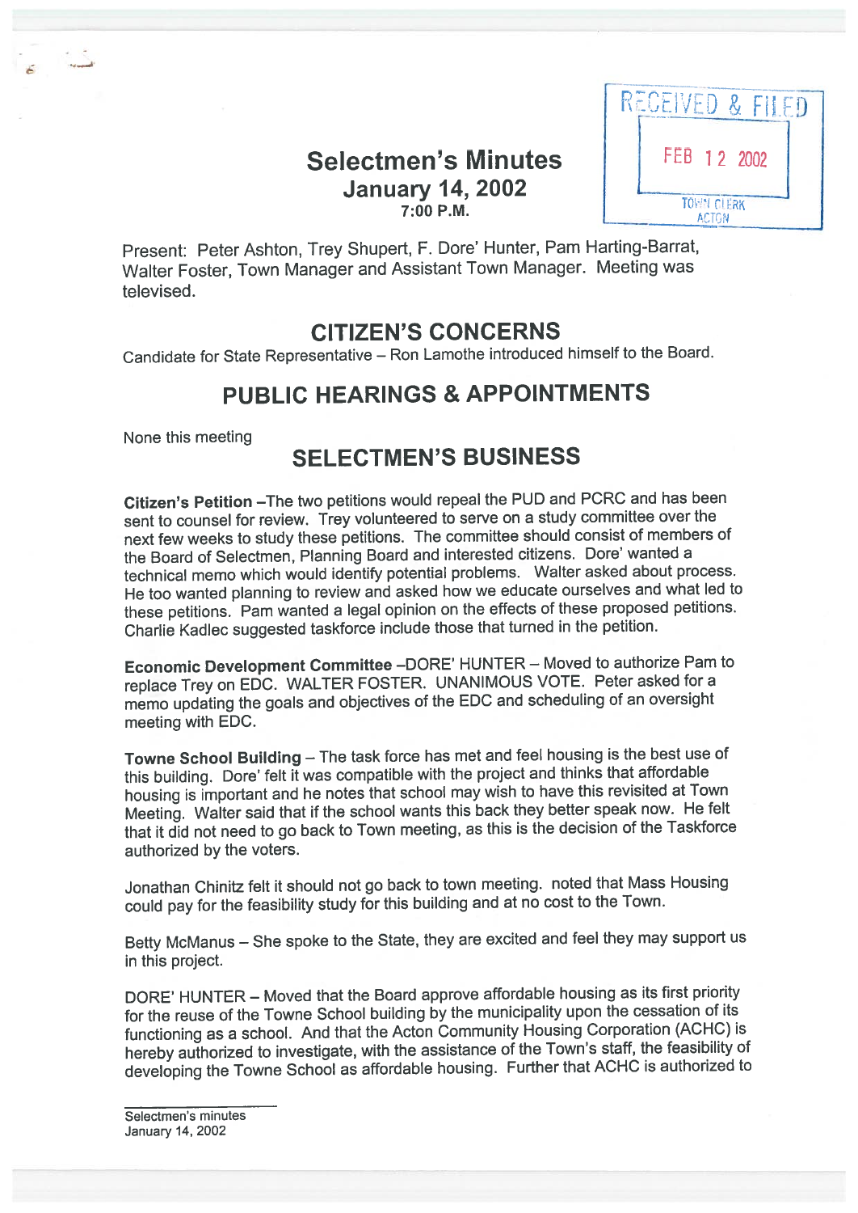RECEIVED & FILED

FEB 12 2002

TOWN CLERK
ACTON

# Selectmen's Minutes
## January 14, 2002
### 7:00 P.M.

Present: Peter Ashton, Trey Shupert, F. Dore' Hunter, Pam Harting-Barrat, Walter Foster, Town Manager and Assistant Town Manager. Meeting was televised.

## CITIZEN'S CONCERNS

Candidate for State Representative – Ron Lamothe introduced himself to the Board.

## PUBLIC HEARINGS & APPOINTMENTS

None this meeting

## SELECTMEN'S BUSINESS

**Citizen's Petition** –The two petitions would repeal the PUD and PCRC and has been sent to counsel for review. Trey volunteered to serve on a study committee over the next few weeks to study these petitions. The committee should consist of members of the Board of Selectmen, Planning Board and interested citizens. Dore' wanted a technical memo which would identify potential problems. Walter asked about process. He too wanted planning to review and asked how we educate ourselves and what led to these petitions. Pam wanted a legal opinion on the effects of these proposed petitions. Charlie Kadlec suggested taskforce include those that turned in the petition.

**Economic Development Committee** –DORE' HUNTER – Moved to authorize Pam to replace Trey on EDC. WALTER FOSTER. UNANIMOUS VOTE. Peter asked for a memo updating the goals and objectives of the EDC and scheduling of an oversight meeting with EDC.

**Towne School Building** – The task force has met and feel housing is the best use of this building. Dore' felt it was compatible with the project and thinks that affordable housing is important and he notes that school may wish to have this revisited at Town Meeting. Walter said that if the school wants this back they better speak now. He felt that it did not need to go back to Town meeting, as this is the decision of the Taskforce authorized by the voters.

Jonathan Chinitz felt it should not go back to town meeting. noted that Mass Housing could pay for the feasibility study for this building and at no cost to the Town.

Betty McManus – She spoke to the State, they are excited and feel they may support us in this project.

DORE' HUNTER – Moved that the Board approve affordable housing as its first priority for the reuse of the Towne School building by the municipality upon the cessation of its functioning as a school. And that the Acton Community Housing Corporation (ACHC) is hereby authorized to investigate, with the assistance of the Town's staff, the feasibility of developing the Towne School as affordable housing. Further that ACHC is authorized to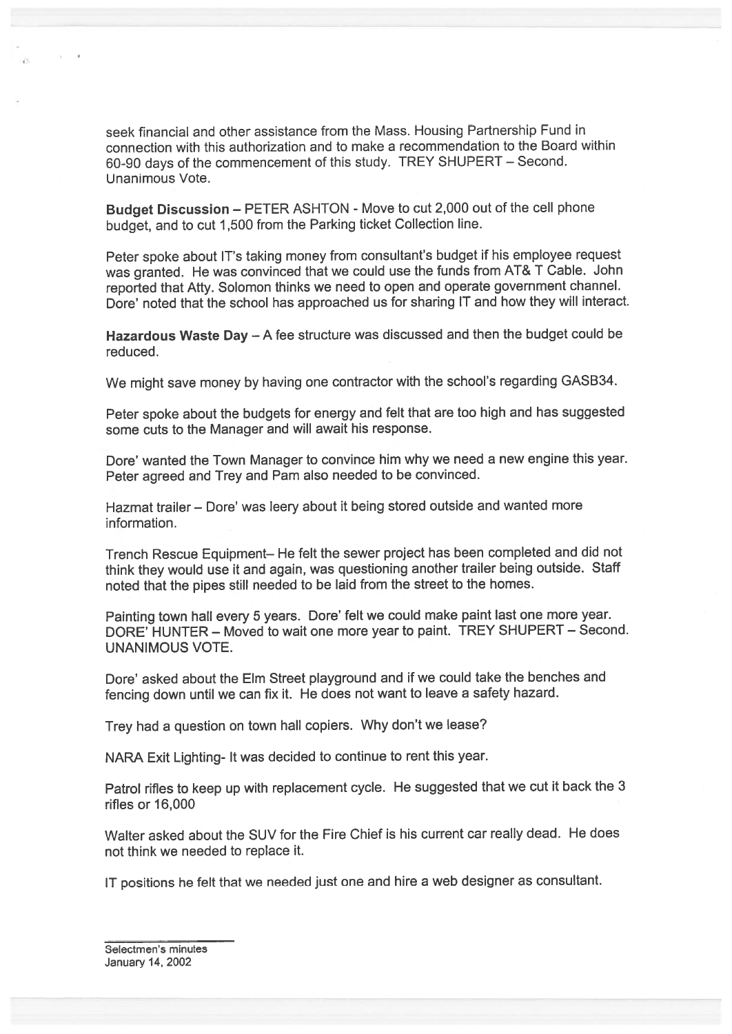seek financial and other assistance from the Mass. Housing Partnership Fund in connection with this authorization and to make a recommendation to the Board within 60-90 days of the commencement of this study. TREY SHUPERT – Second. Unanimous Vote.

**Budget Discussion** – PETER ASHTON - Move to cut 2,000 out of the cell phone budget, and to cut 1,500 from the Parking ticket Collection line.

Peter spoke about IT's taking money from consultant's budget if his employee request was granted. He was convinced that we could use the funds from AT& T Cable. John reported that Atty. Solomon thinks we need to open and operate government channel. Dore' noted that the school has approached us for sharing IT and how they will interact.

**Hazardous Waste Day** – A fee structure was discussed and then the budget could be reduced.

We might save money by having one contractor with the school's regarding GASB34.

Peter spoke about the budgets for energy and felt that are too high and has suggested some cuts to the Manager and will await his response.

Dore' wanted the Town Manager to convince him why we need a new engine this year. Peter agreed and Trey and Pam also needed to be convinced.

Hazmat trailer – Dore' was leery about it being stored outside and wanted more information.

Trench Rescue Equipment– He felt the sewer project has been completed and did not think they would use it and again, was questioning another trailer being outside. Staff noted that the pipes still needed to be laid from the street to the homes.

Painting town hall every 5 years. Dore' felt we could make paint last one more year. DORE' HUNTER – Moved to wait one more year to paint. TREY SHUPERT – Second. UNANIMOUS VOTE.

Dore' asked about the Elm Street playground and if we could take the benches and fencing down until we can fix it. He does not want to leave a safety hazard.

Trey had a question on town hall copiers. Why don't we lease?

NARA Exit Lighting- It was decided to continue to rent this year.

Patrol rifles to keep up with replacement cycle. He suggested that we cut it back the 3 rifles or 16,000

Walter asked about the SUV for the Fire Chief is his current car really dead. He does not think we needed to replace it.

IT positions he felt that we needed just one and hire a web designer as consultant.

Selectmen's minutes
January 14, 2002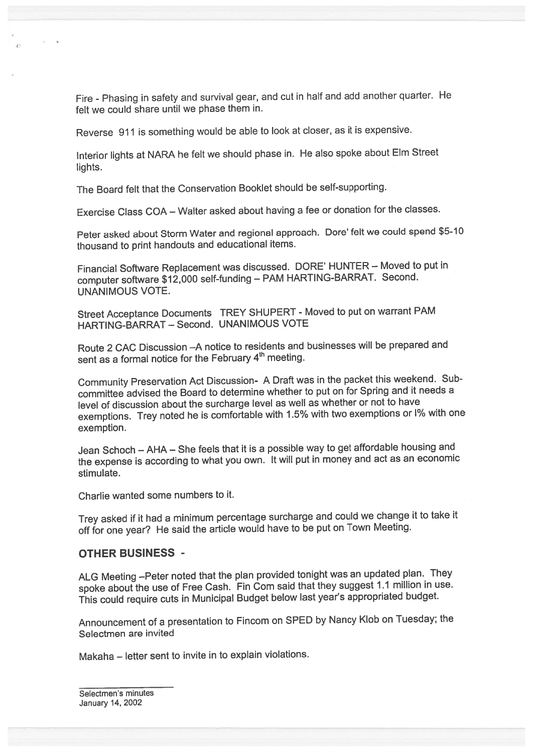Fire - Phasing in safety and survival gear, and cut in half and add another quarter. He felt we could share until we phase them in.

Reverse 911 is something would be able to look at closer, as it is expensive.

Interior lights at NARA he felt we should phase in. He also spoke about Elm Street lights.

The Board felt that the Conservation Booklet should be self-supporting.

Exercise Class COA – Walter asked about having a fee or donation for the classes.

Peter asked about Storm Water and regional approach. Dore' felt we could spend $5-10 thousand to print handouts and educational items.

Financial Software Replacement was discussed. DORE' HUNTER – Moved to put in computer software $12,000 self-funding – PAM HARTING-BARRAT. Second. UNANIMOUS VOTE.

Street Acceptance Documents TREY SHUPERT - Moved to put on warrant PAM HARTING-BARRAT – Second. UNANIMOUS VOTE

Route 2 CAC Discussion –A notice to residents and businesses will be prepared and sent as a formal notice for the February 4th meeting.

Community Preservation Act Discussion- A Draft was in the packet this weekend. Sub-committee advised the Board to determine whether to put on for Spring and it needs a level of discussion about the surcharge level as well as whether or not to have exemptions. Trey noted he is comfortable with 1.5% with two exemptions or l% with one exemption.

Jean Schoch – AHA – She feels that it is a possible way to get affordable housing and the expense is according to what you own. It will put in money and act as an economic stimulate.

Charlie wanted some numbers to it.

Trey asked if it had a minimum percentage surcharge and could we change it to take it off for one year? He said the article would have to be put on Town Meeting.

## OTHER BUSINESS -

ALG Meeting –Peter noted that the plan provided tonight was an updated plan. They spoke about the use of Free Cash. Fin Com said that they suggest 1.1 million in use. This could require cuts in Municipal Budget below last year's appropriated budget.

Announcement of a presentation to Fincom on SPED by Nancy Klob on Tuesday; the Selectmen are invited

Makaha – letter sent to invite in to explain violations.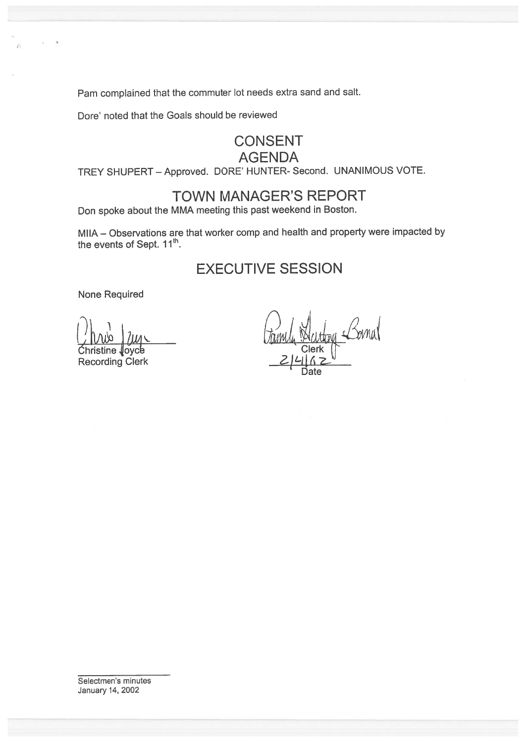Pam complained that the commuter lot needs extra sand and salt.

Dore' noted that the Goals should be reviewed

## CONSENT AGENDA

TREY SHUPERT – Approved. DORE' HUNTER- Second. UNANIMOUS VOTE.

## TOWN MANAGER'S REPORT

Don spoke about the MMA meeting this past weekend in Boston.

MIIA – Observations are that worker comp and health and property were impacted by the events of Sept. 11th.

## EXECUTIVE SESSION

None Required

Christine Joyce
Recording Clerk

Clerk
2/4/02
Date

Selectmen's minutes
January 14, 2002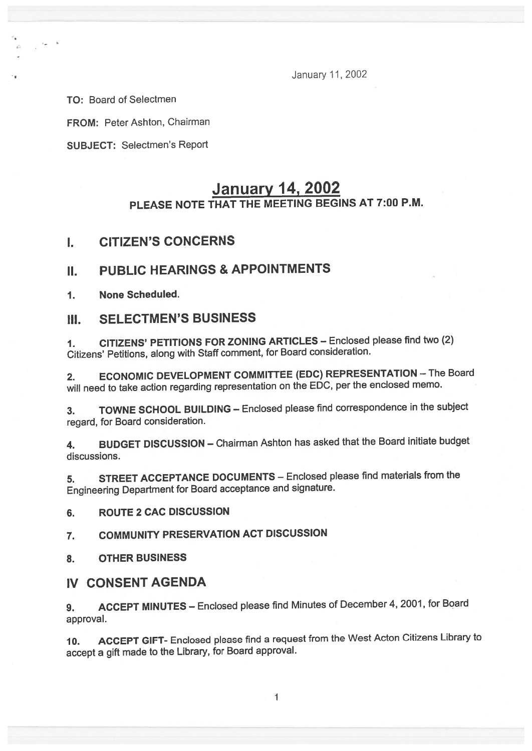January 11, 2002

**TO:** Board of Selectmen

**FROM:** Peter Ashton, Chairman

**SUBJECT:** Selectmen's Report

# January 14, 2002

## PLEASE NOTE THAT THE MEETING BEGINS AT 7:00 P.M.

## I. CITIZEN'S CONCERNS

## II. PUBLIC HEARINGS & APPOINTMENTS

1. **None Scheduled.**

## III. SELECTMEN'S BUSINESS

1. **CITIZENS' PETITIONS FOR ZONING ARTICLES** – Enclosed please find two (2) Citizens' Petitions, along with Staff comment, for Board consideration.

2. **ECONOMIC DEVELOPMENT COMMITTEE (EDC) REPRESENTATION** – The Board will need to take action regarding representation on the EDC, per the enclosed memo.

3. **TOWNE SCHOOL BUILDING** – Enclosed please find correspondence in the subject regard, for Board consideration.

4. **BUDGET DISCUSSION** – Chairman Ashton has asked that the Board initiate budget discussions.

5. **STREET ACCEPTANCE DOCUMENTS** – Enclosed please find materials from the Engineering Department for Board acceptance and signature.

6. **ROUTE 2 CAC DISCUSSION**

7. **COMMUNITY PRESERVATION ACT DISCUSSION**

8. **OTHER BUSINESS**

## IV CONSENT AGENDA

9. **ACCEPT MINUTES** – Enclosed please find Minutes of December 4, 2001, for Board approval.

10. **ACCEPT GIFT**- Enclosed please find a request from the West Acton Citizens Library to accept a gift made to the Library, for Board approval.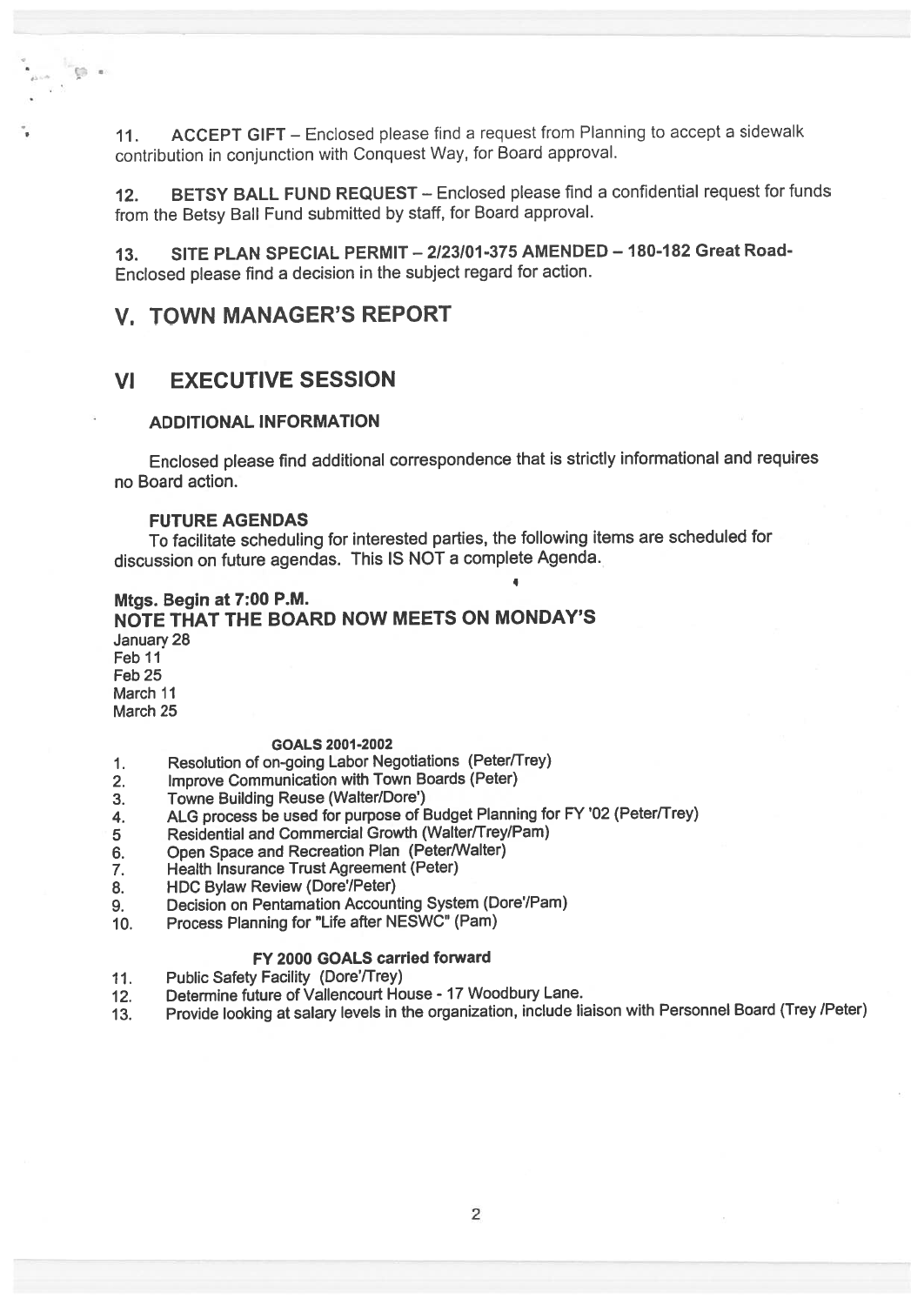11. **ACCEPT GIFT** – Enclosed please find a request from Planning to accept a sidewalk contribution in conjunction with Conquest Way, for Board approval.

12. **BETSY BALL FUND REQUEST** – Enclosed please find a confidential request for funds from the Betsy Ball Fund submitted by staff, for Board approval.

13. **SITE PLAN SPECIAL PERMIT – 2/23/01-375 AMENDED – 180-182 Great Road-** Enclosed please find a decision in the subject regard for action.

## V. TOWN MANAGER'S REPORT

## VI EXECUTIVE SESSION

### ADDITIONAL INFORMATION

Enclosed please find additional correspondence that is strictly informational and requires no Board action.

### FUTURE AGENDAS

To facilitate scheduling for interested parties, the following items are scheduled for discussion on future agendas. This IS NOT a complete Agenda.

**Mtgs. Begin at 7:00 P.M.**

**NOTE THAT THE BOARD NOW MEETS ON MONDAY'S**

January 28
Feb 11
Feb 25
March 11
March 25

**GOALS 2001-2002**

1. Resolution of on-going Labor Negotiations (Peter/Trey)
2. Improve Communication with Town Boards (Peter)
3. Towne Building Reuse (Walter/Dore')
4. ALG process be used for purpose of Budget Planning for FY '02 (Peter/Trey)
5. Residential and Commercial Growth (Walter/Trey/Pam)
6. Open Space and Recreation Plan (Peter/Walter)
7. Health Insurance Trust Agreement (Peter)
8. HDC Bylaw Review (Dore'/Peter)
9. Decision on Pentamation Accounting System (Dore'/Pam)
10. Process Planning for "Life after NESWC" (Pam)

**FY 2000 GOALS carried forward**

11. Public Safety Facility (Dore'/Trey)
12. Determine future of Vallencourt House - 17 Woodbury Lane.
13. Provide looking at salary levels in the organization, include liaison with Personnel Board (Trey /Peter)